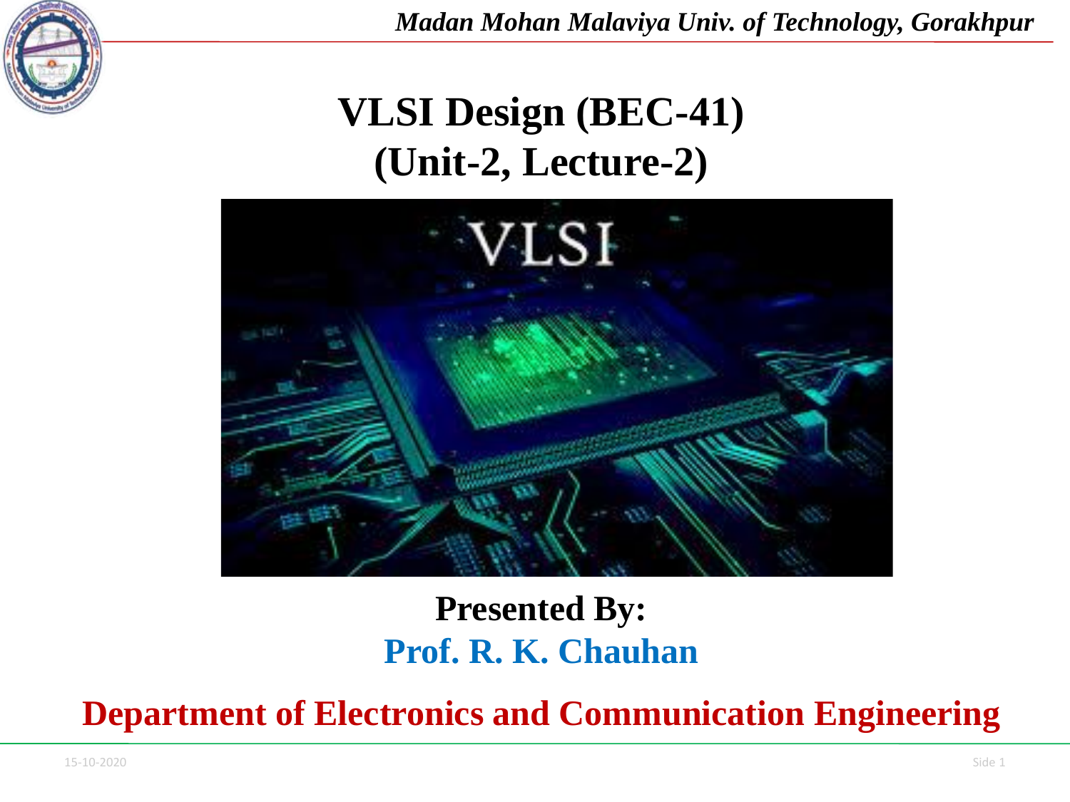# VLSI Design (BEC-41)
## (Unit-2, Lecture-2)

**Presented By:**

**Prof. R. K. Chauhan**

**Department of Electronics and Communication Engineering**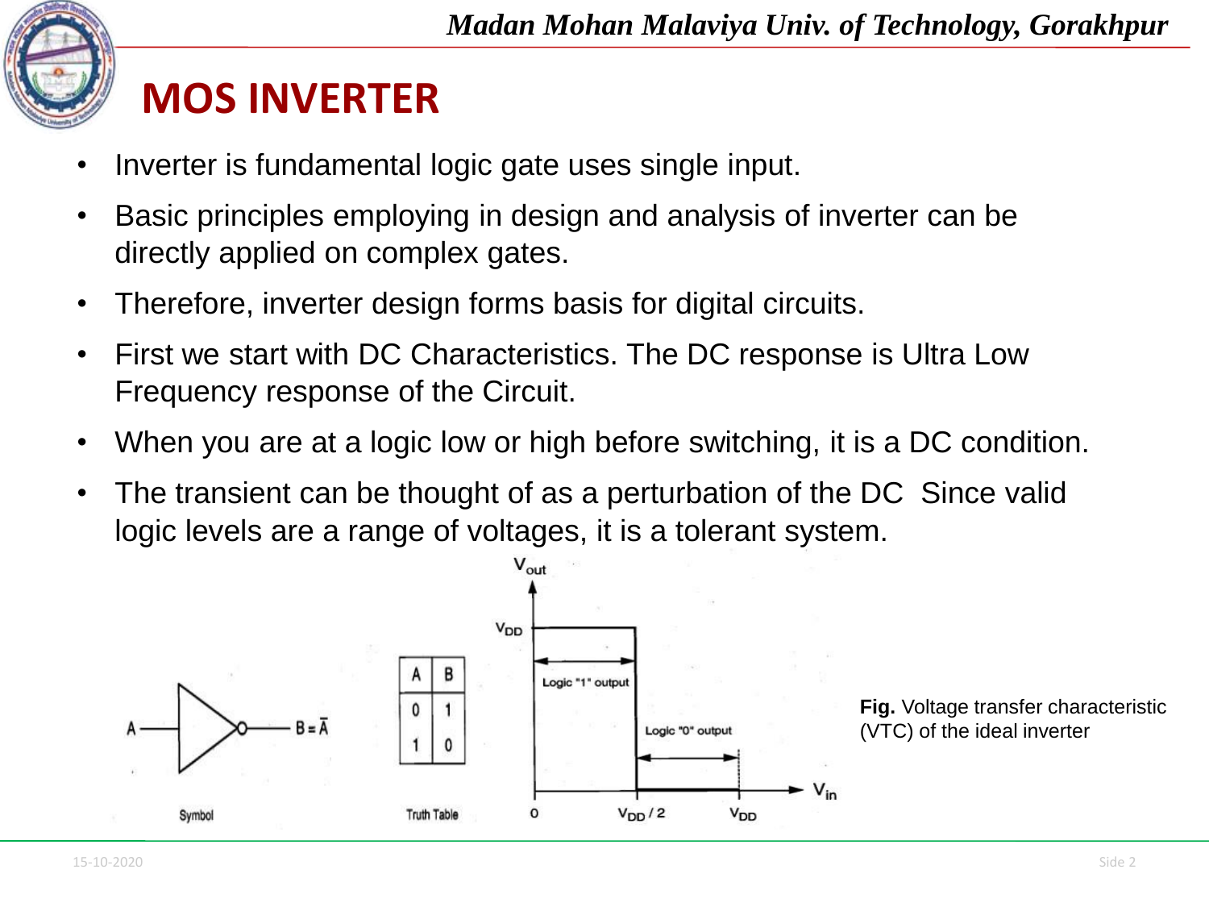# MOS INVERTER

- Inverter is fundamental logic gate uses single input.
- Basic principles employing in design and analysis of inverter can be directly applied on complex gates.
- Therefore, inverter design forms basis for digital circuits.
- First we start with DC Characteristics. The DC response is Ultra Low Frequency response of the Circuit.
- When you are at a logic low or high before switching, it is a DC condition.
- The transient can be thought of as a perturbation of the DC Since valid logic levels are a range of voltages, it is a tolerant system.

Symbol: $A \rightarrow B = \bar{A}$

Truth Table

| A | B |
|---|---|
| 0 | 1 |
| 1 | 0 |

**Fig.** Voltage transfer characteristic (VTC) of the ideal inverter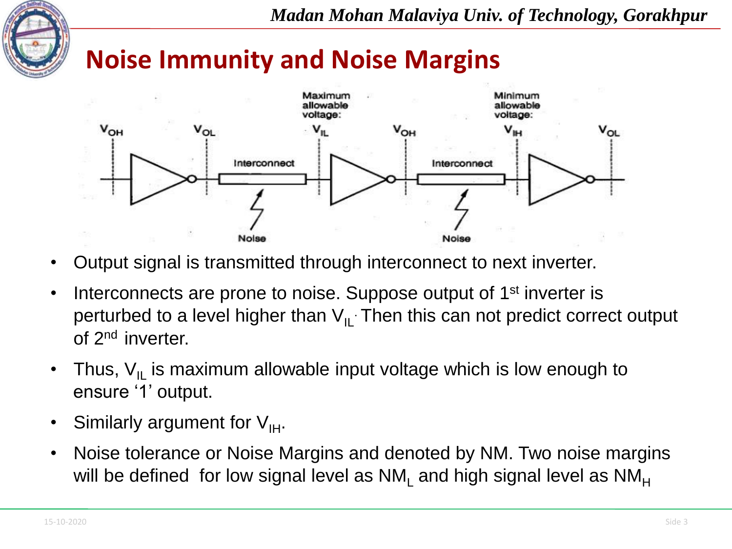# Noise Immunity and Noise Margins

- Output signal is transmitted through interconnect to next inverter.
- Interconnects are prone to noise. Suppose output of 1st inverter is perturbed to a level higher than $V_{IL}$. Then this can not predict correct output of 2nd inverter.
- Thus, $V_{IL}$ is maximum allowable input voltage which is low enough to ensure '1' output.
- Similarly argument for $V_{IH}$.
- Noise tolerance or Noise Margins and denoted by NM. Two noise margins will be defined for low signal level as $NM_L$ and high signal level as $NM_H$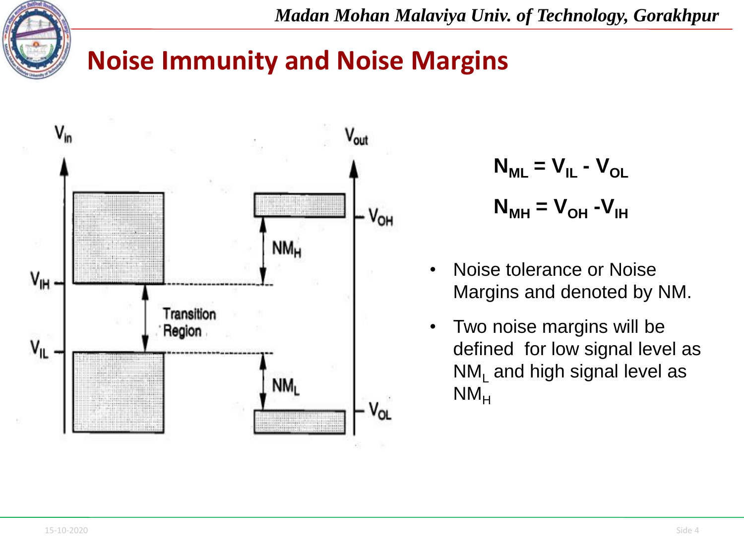# Noise Immunity and Noise Margins

$$N_{ML} = V_{IL} - V_{OL}$$

$$N_{MH} = V_{OH} - V_{IH}$$

- Noise tolerance or Noise Margins and denoted by NM.
- Two noise margins will be defined for low signal level as $NM_L$ and high signal level as $NM_H$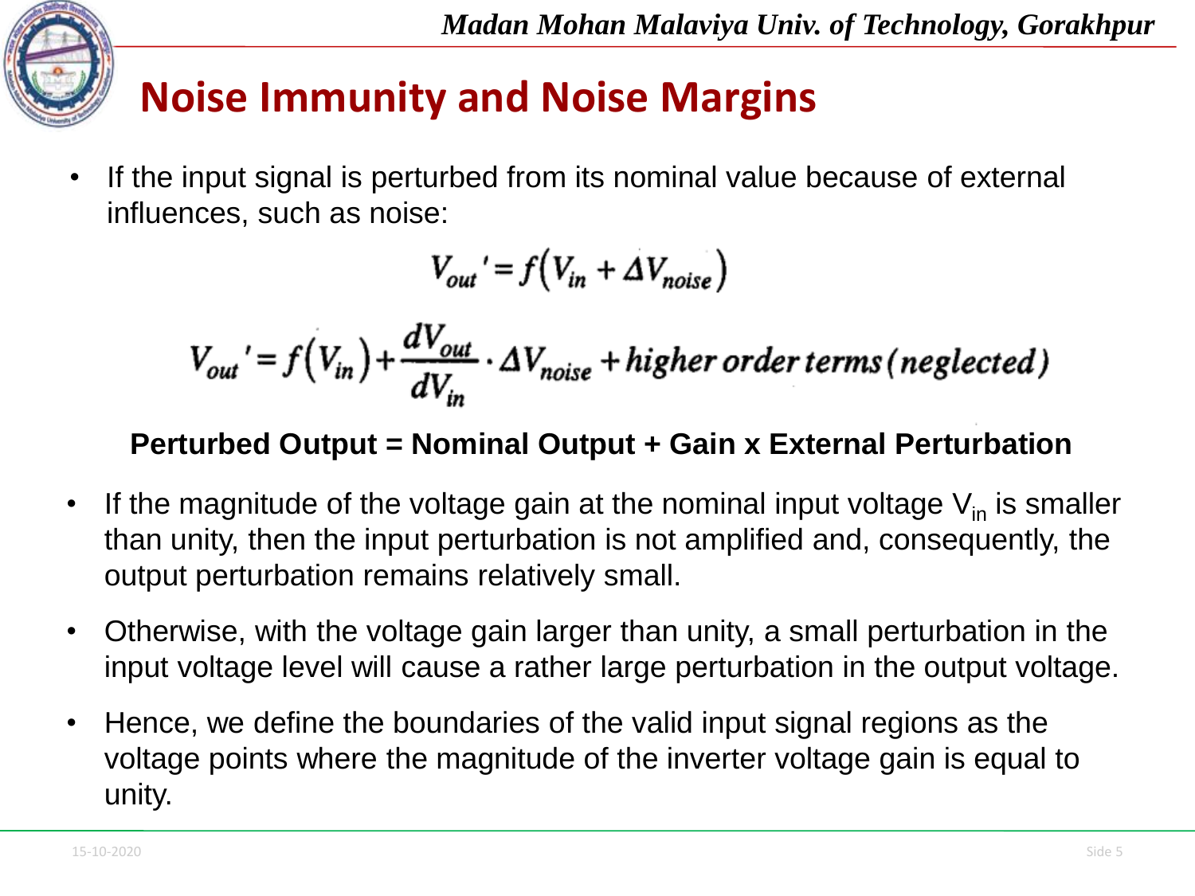# Noise Immunity and Noise Margins

- If the input signal is perturbed from its nominal value because of external influences, such as noise:

$$V_{out}' = f\left(V_{in} + \Delta V_{noise}\right)$$

$$V_{out}' = f\left(V_{in}\right) + \frac{dV_{out}}{dV_{in}} \cdot \Delta V_{noise} + higher\ order\ terms\ (neglected)$$

**Perturbed Output = Nominal Output + Gain x External Perturbation**

- If the magnitude of the voltage gain at the nominal input voltage $V_{in}$ is smaller than unity, then the input perturbation is not amplified and, consequently, the output perturbation remains relatively small.
- Otherwise, with the voltage gain larger than unity, a small perturbation in the input voltage level will cause a rather large perturbation in the output voltage.
- Hence, we define the boundaries of the valid input signal regions as the voltage points where the magnitude of the inverter voltage gain is equal to unity.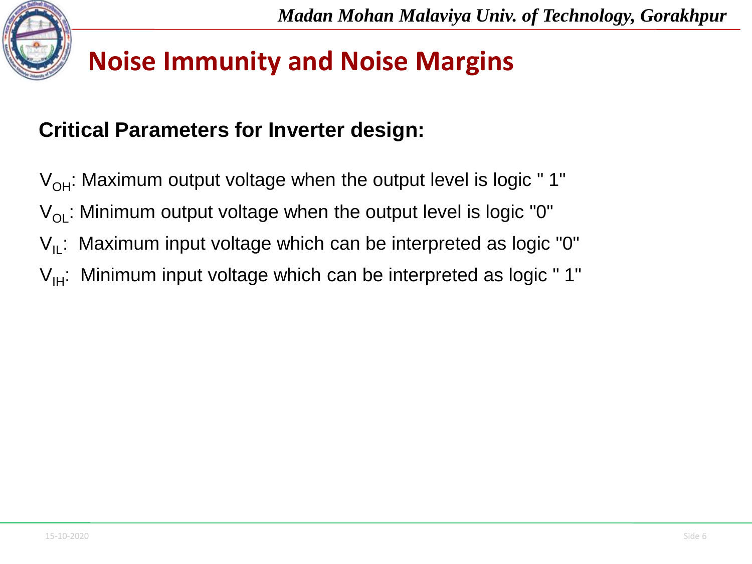# Noise Immunity and Noise Margins

**Critical Parameters for Inverter design:**

$V_{OH}$: Maximum output voltage when the output level is logic " 1"

$V_{OL}$: Minimum output voltage when the output level is logic "0"

$V_{IL}$: Maximum input voltage which can be interpreted as logic "0"

$V_{IH}$: Minimum input voltage which can be interpreted as logic " 1"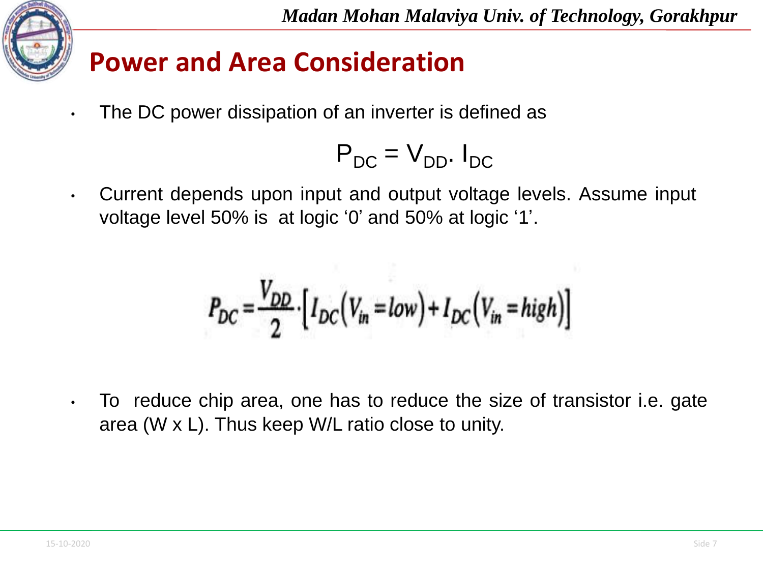# Power and Area Consideration

- The DC power dissipation of an inverter is defined as

$$P_{DC} = V_{DD} . I_{DC}$$

- Current depends upon input and output voltage levels. Assume input voltage level 50% is at logic '0' and 50% at logic '1'.

$$P_{DC} = \frac{V_{DD}}{2} \cdot \left[ I_{DC}\left(V_{in} = low\right) + I_{DC}\left(V_{in} = high\right) \right]$$

- To reduce chip area, one has to reduce the size of transistor i.e. gate area (W x L). Thus keep W/L ratio close to unity.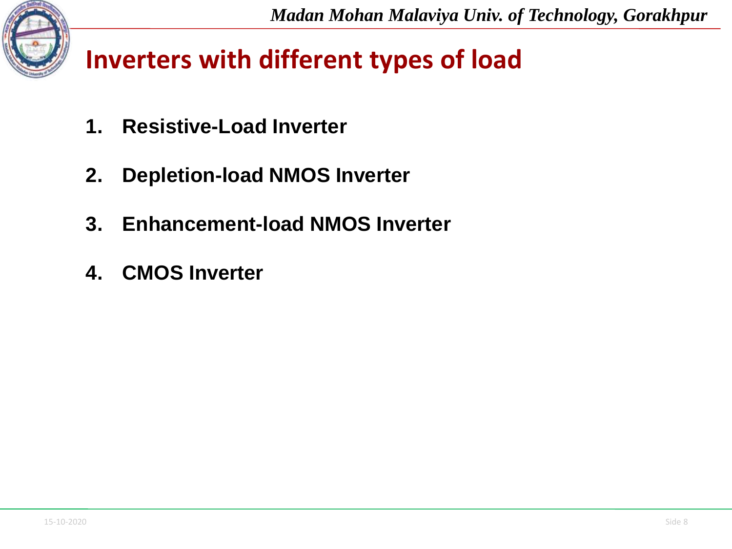# Inverters with different types of load

1. **Resistive-Load Inverter**
2. **Depletion-load NMOS Inverter**
3. **Enhancement-load NMOS Inverter**
4. **CMOS Inverter**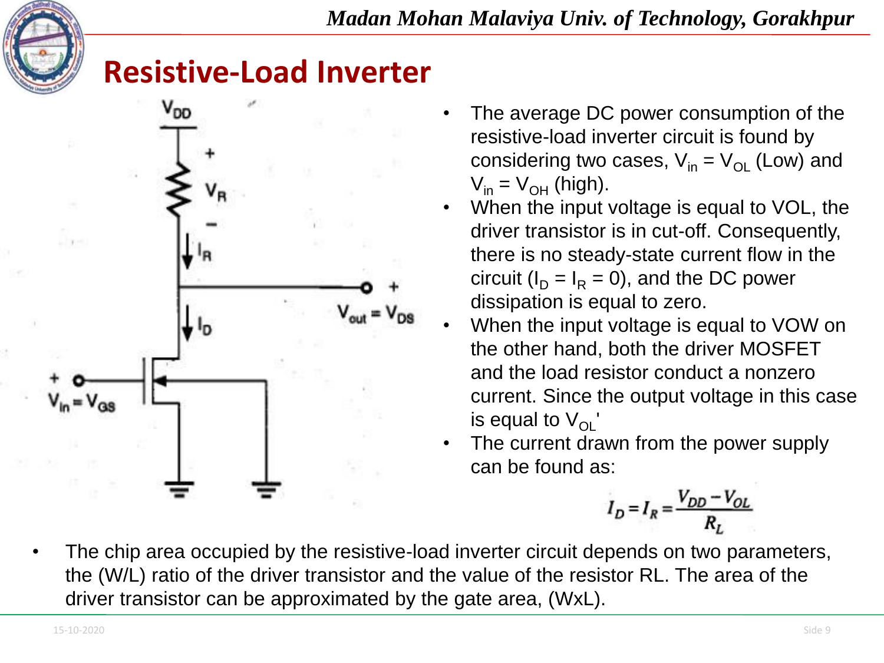# Resistive-Load Inverter

- The average DC power consumption of the resistive-load inverter circuit is found by considering two cases, $V_{in} = V_{OL}$ (Low) and $V_{in} = V_{OH}$ (high).
- When the input voltage is equal to VOL, the driver transistor is in cut-off. Consequently, there is no steady-state current flow in the circuit ($I_D = I_R = 0$), and the DC power dissipation is equal to zero.
- When the input voltage is equal to VOW on the other hand, both the driver MOSFET and the load resistor conduct a nonzero current. Since the output voltage in this case is equal to $V_{OL}$'
- The current drawn from the power supply can be found as:

$$I_D = I_R = \frac{V_{DD} - V_{OL}}{R_L}$$

- The chip area occupied by the resistive-load inverter circuit depends on two parameters, the (W/L) ratio of the driver transistor and the value of the resistor RL. The area of the driver transistor can be approximated by the gate area, (WxL).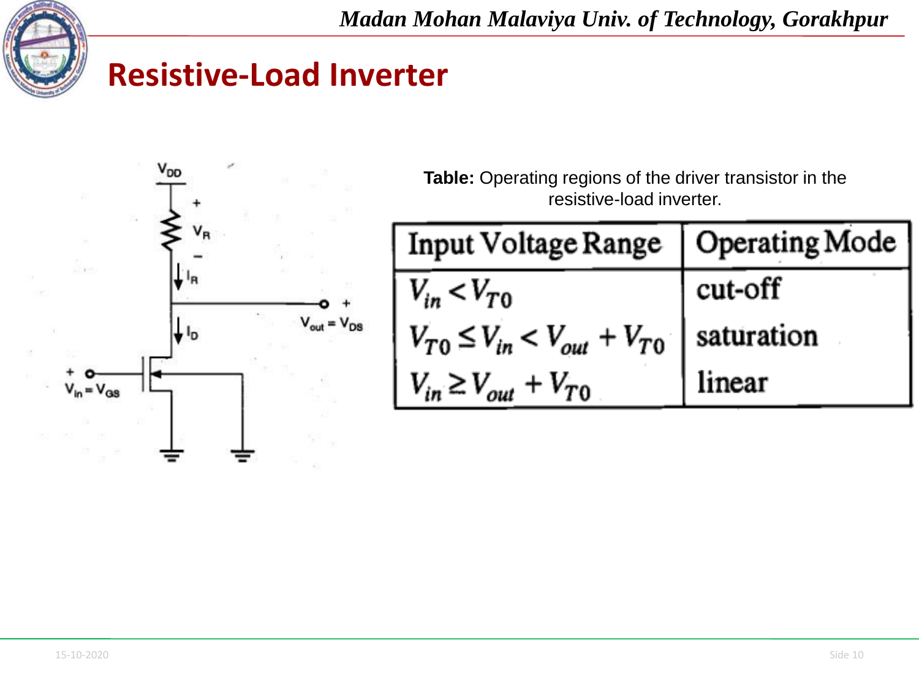# Resistive-Load Inverter

**Table:** Operating regions of the driver transistor in the resistive-load inverter.

| Input Voltage Range | Operating Mode |
|---|---|
| $V_{in} < V_{T0}$ | cut-off |
| $V_{T0} \leq V_{in} < V_{out} + V_{T0}$ | saturation |
| $V_{in} \geq V_{out} + V_{T0}$ | linear |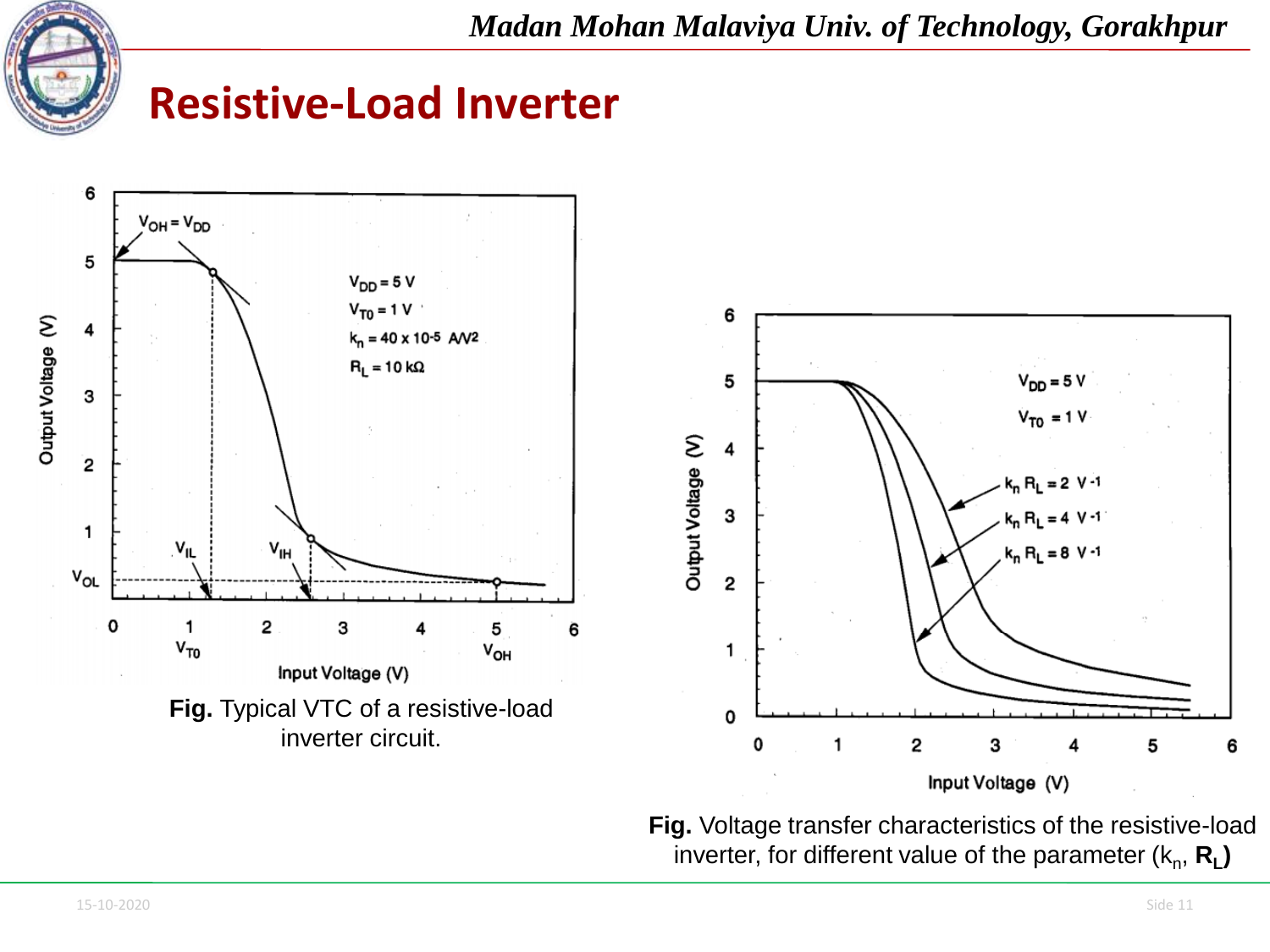# Resistive-Load Inverter

**Fig.** Typical VTC of a resistive-load inverter circuit.

**Fig.** Voltage transfer characteristics of the resistive-load inverter, for different value of the parameter ($k_n$, $R_L$)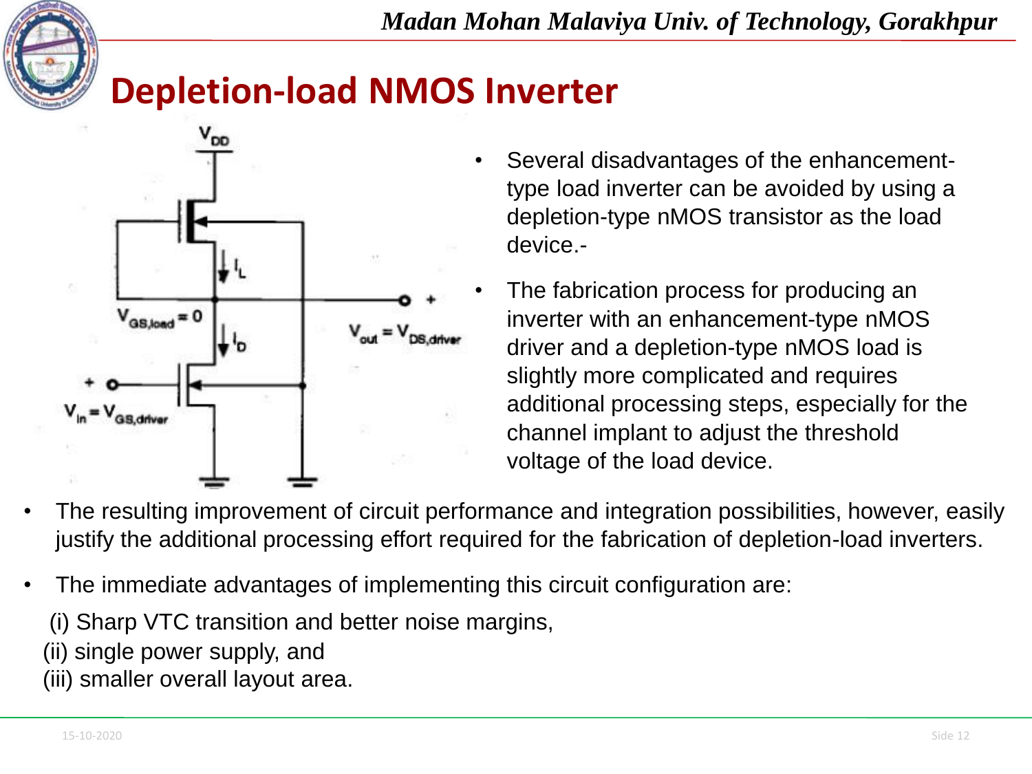# Depletion-load NMOS Inverter

- Several disadvantages of the enhancement-type load inverter can be avoided by using a depletion-type nMOS transistor as the load device.-
- The fabrication process for producing an inverter with an enhancement-type nMOS driver and a depletion-type nMOS load is slightly more complicated and requires additional processing steps, especially for the channel implant to adjust the threshold voltage of the load device.
- The resulting improvement of circuit performance and integration possibilities, however, easily justify the additional processing effort required for the fabrication of depletion-load inverters.
- The immediate advantages of implementing this circuit configuration are:

(i) Sharp VTC transition and better noise margins,

(ii) single power supply, and

(iii) smaller overall layout area.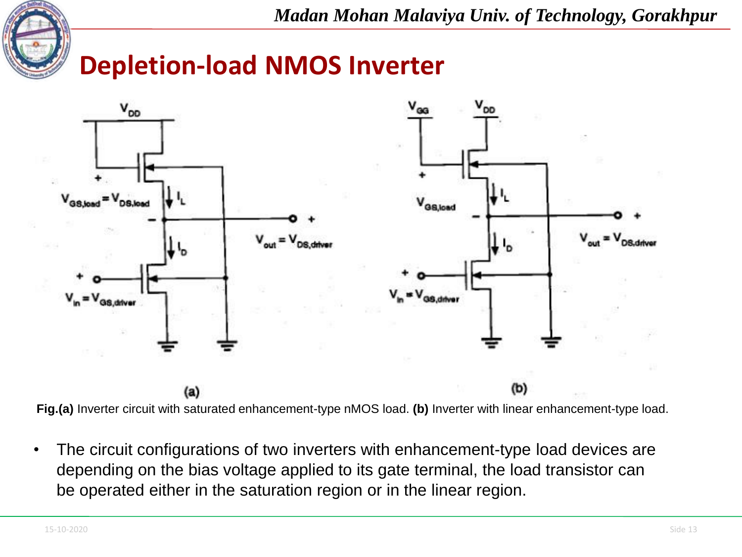# Depletion-load NMOS Inverter

**Fig.(a)** Inverter circuit with saturated enhancement-type nMOS load. **(b)** Inverter with linear enhancement-type load.

- The circuit configurations of two inverters with enhancement-type load devices are depending on the bias voltage applied to its gate terminal, the load transistor can be operated either in the saturation region or in the linear region.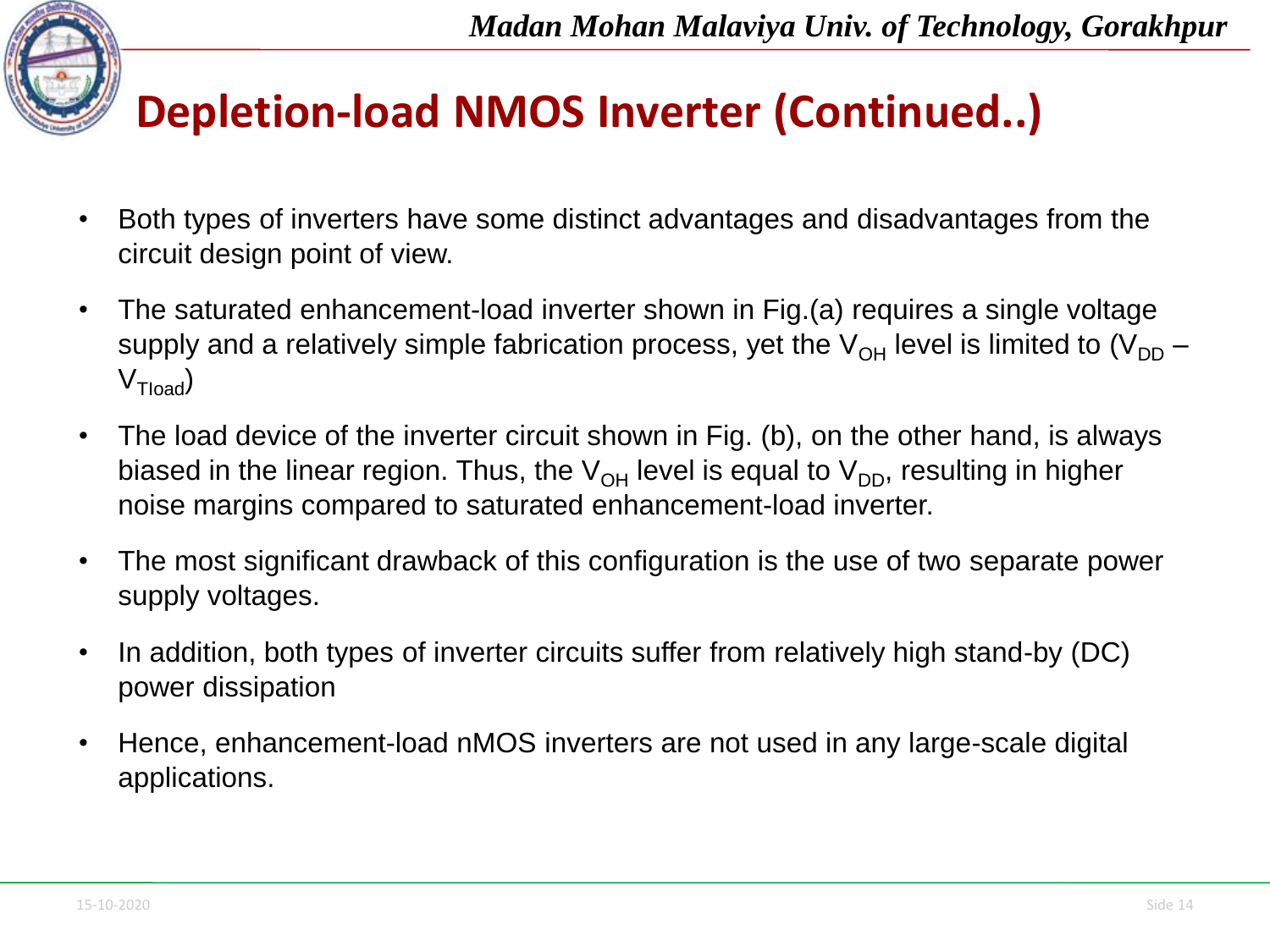# Depletion-load NMOS Inverter (Continued..)

- Both types of inverters have some distinct advantages and disadvantages from the circuit design point of view.
- The saturated enhancement-load inverter shown in Fig.(a) requires a single voltage supply and a relatively simple fabrication process, yet the $V_{OH}$ level is limited to ($V_{DD}$ – $V_{Tload}$)
- The load device of the inverter circuit shown in Fig. (b), on the other hand, is always biased in the linear region. Thus, the $V_{OH}$ level is equal to $V_{DD}$, resulting in higher noise margins compared to saturated enhancement-load inverter.
- The most significant drawback of this configuration is the use of two separate power supply voltages.
- In addition, both types of inverter circuits suffer from relatively high stand-by (DC) power dissipation
- Hence, enhancement-load nMOS inverters are not used in any large-scale digital applications.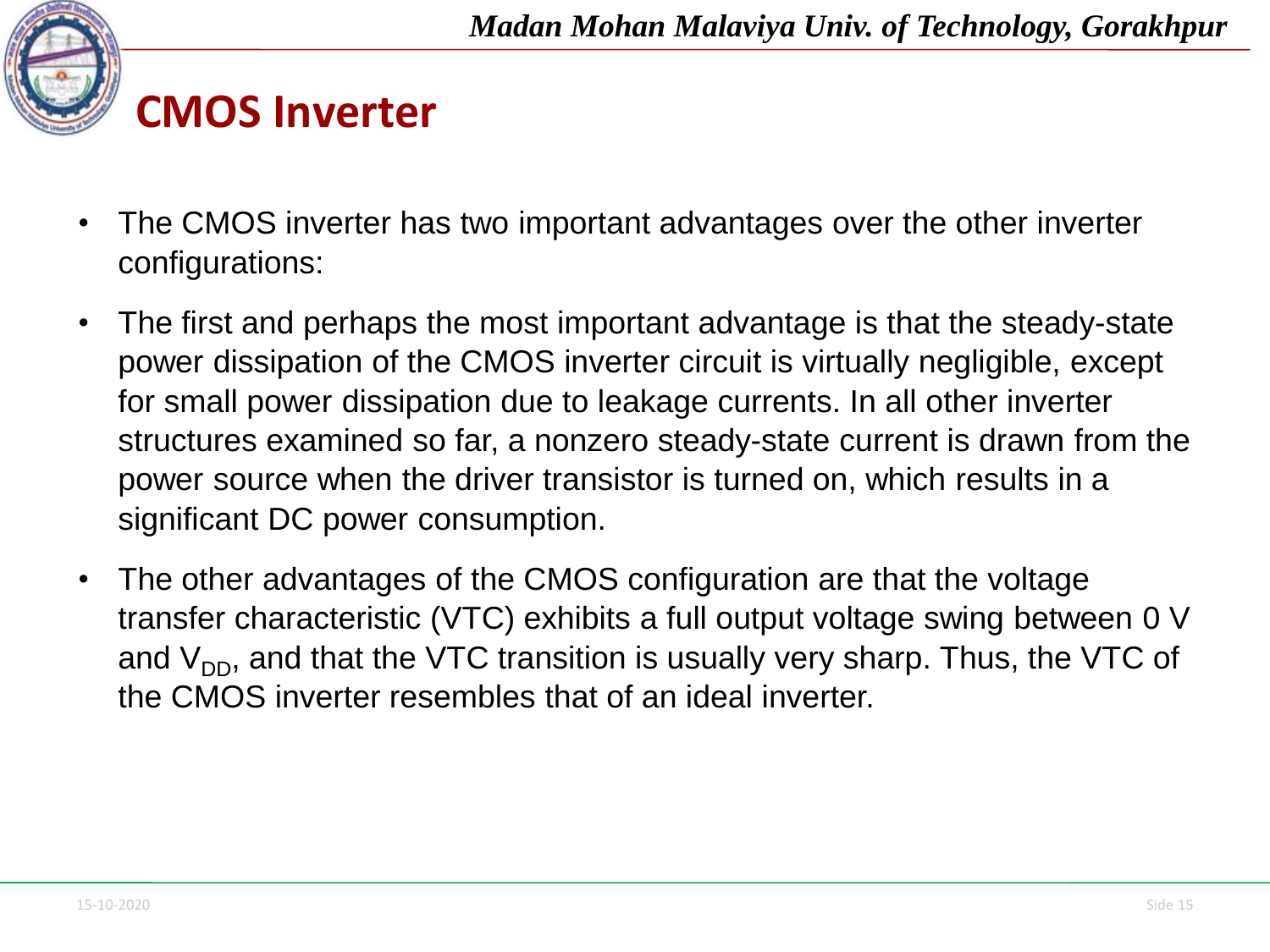# CMOS Inverter

- The CMOS inverter has two important advantages over the other inverter configurations:
- The first and perhaps the most important advantage is that the steady-state power dissipation of the CMOS inverter circuit is virtually negligible, except for small power dissipation due to leakage currents. In all other inverter structures examined so far, a nonzero steady-state current is drawn from the power source when the driver transistor is turned on, which results in a significant DC power consumption.
- The other advantages of the CMOS configuration are that the voltage transfer characteristic (VTC) exhibits a full output voltage swing between 0 V and $V_{DD}$, and that the VTC transition is usually very sharp. Thus, the VTC of the CMOS inverter resembles that of an ideal inverter.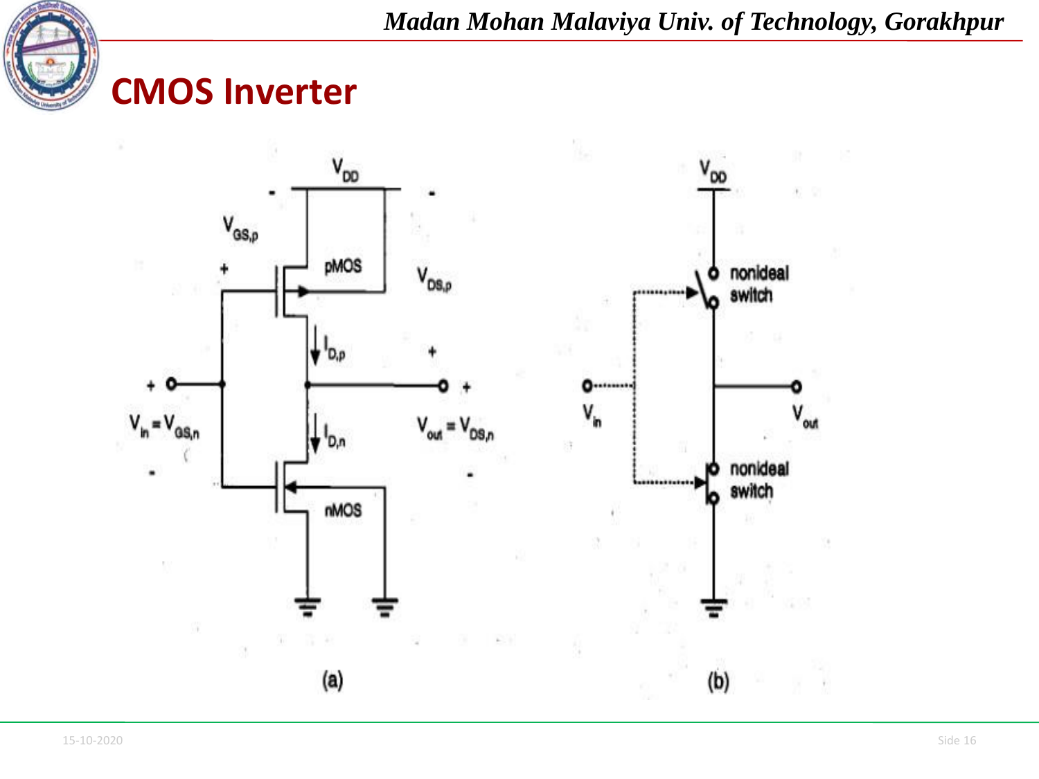# CMOS Inverter

$V_{DD}$

$V_{GS,p}$

pMOS

$V_{DS,p}$

$I_{D,p}$

$V_{in} = V_{GS,n}$

$I_{D,n}$

$V_{out} = V_{DS,n}$

nMOS

(a)

$V_{DD}$

nonideal switch

$V_{in}$

$V_{out}$

nonideal switch

(b)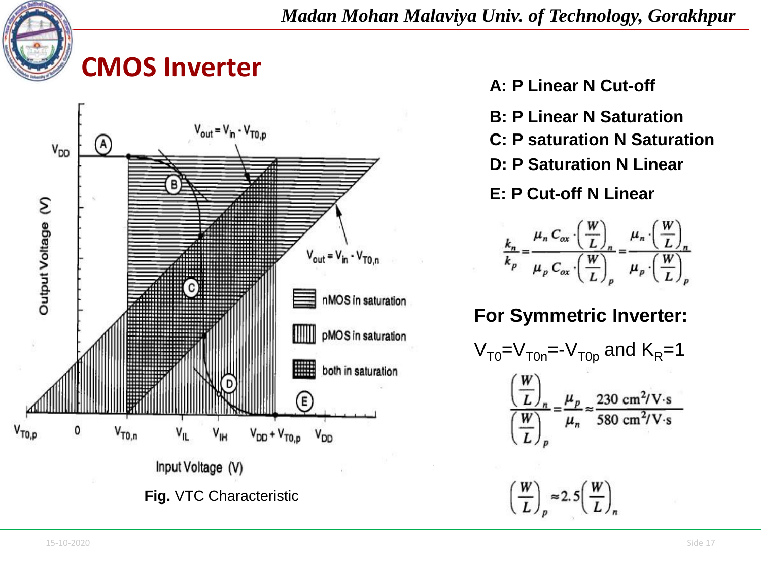# CMOS Inverter

$V_{out} = V_{in} - V_{T0,p}$

$V_{out} = V_{in} - V_{T0,n}$

$V_{DD}$

Output Voltage (V)

A

B

C

D

E

nMOS in saturation

pMOS in saturation

both in saturation

$V_{T0,p}$ 0 $V_{T0,n}$ $V_{IL}$ $V_{IH}$ $V_{DD}+V_{T0,p}$ $V_{DD}$

Input Voltage (V)

**Fig.** VTC Characteristic

**A: P Linear N Cut-off**

**B: P Linear N Saturation**

**C: P saturation N Saturation**

**D: P Saturation N Linear**

**E: P Cut-off N Linear**

$$\frac{k_n}{k_p} = \frac{\mu_n C_{ox} \cdot \left(\frac{W}{L}\right)_n}{\mu_p C_{ox} \cdot \left(\frac{W}{L}\right)_p} = \frac{\mu_n \cdot \left(\frac{W}{L}\right)_n}{\mu_p \cdot \left(\frac{W}{L}\right)_p}$$

**For Symmetric Inverter:**

$V_{T0}=V_{T0n}=-V_{T0p}$ and $K_R=1$

$$\frac{\left(\frac{W}{L}\right)_n}{\left(\frac{W}{L}\right)_p} = \frac{\mu_p}{\mu_n} \approx \frac{230 \text{ cm}^2/\text{V}\cdot\text{s}}{580 \text{ cm}^2/\text{V}\cdot\text{s}}$$

$$\left(\frac{W}{L}\right)_p \approx 2.5\left(\frac{W}{L}\right)_n$$